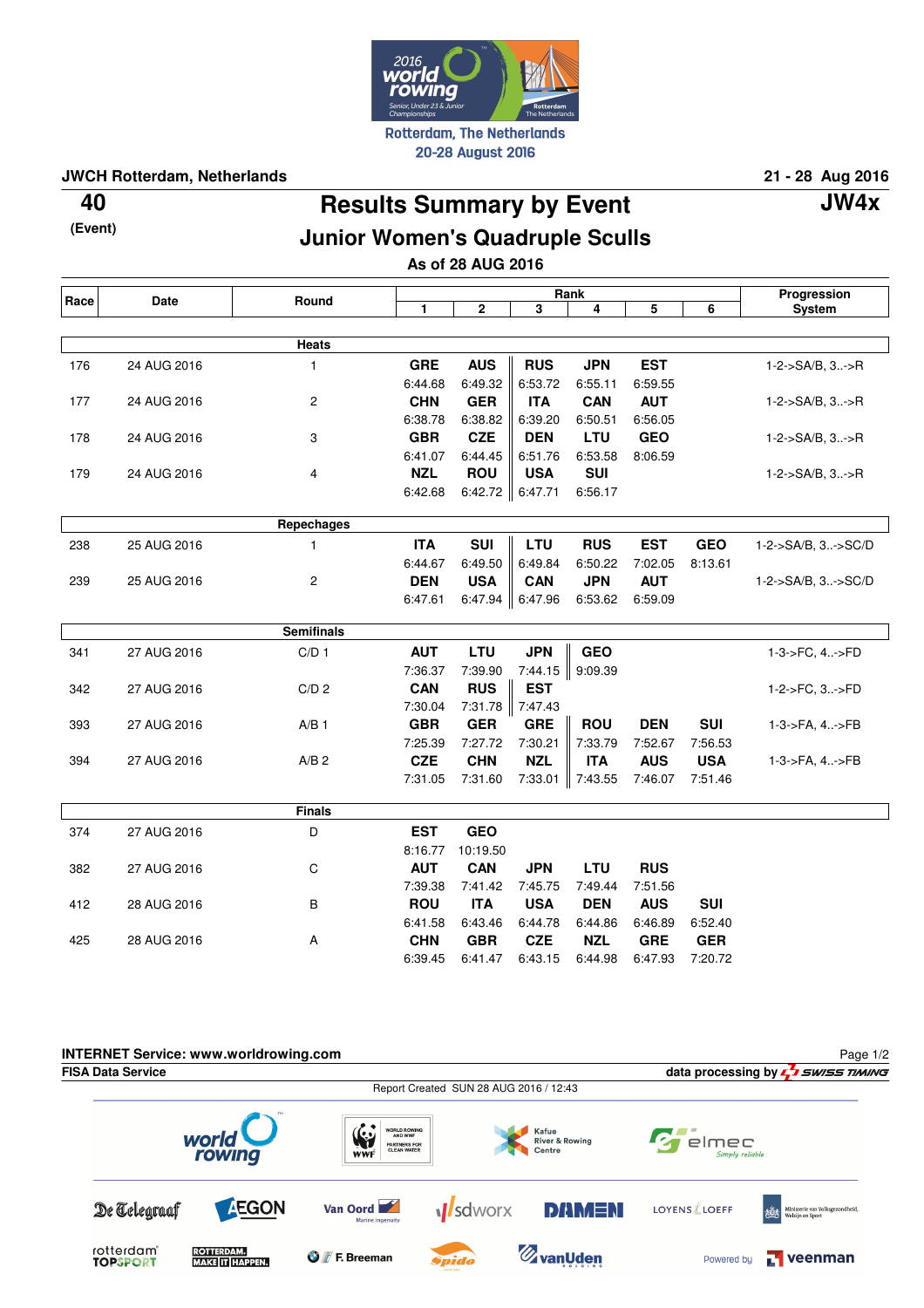Rotterdam, The Netherlands
20-28 August 2016

**JWCH Rotterdam, Netherlands** — **21 - 28 Aug 2016**

**40** (Event)

# Results Summary by Event

**JW4x**

## Junior Women's Quadruple Sculls

**As of 28 AUG 2016**

| Race | Date | Round | Rank 1 | 2 | 3 | 4 | 5 | 6 | Progression System |
|---|---|---|---|---|---|---|---|---|---|
| | | **Heats** | | | | | | | |
| 176 | 24 AUG 2016 | 1 | **GRE** 6:44.68 | **AUS** 6:49.32 | **RUS** 6:53.72 | **JPN** 6:55.11 | **EST** 6:59.55 | | 1-2->SA/B, 3..->R |
| 177 | 24 AUG 2016 | 2 | **CHN** 6:38.78 | **GER** 6:38.82 | **ITA** 6:39.20 | **CAN** 6:50.51 | **AUT** 6:56.05 | | 1-2->SA/B, 3..->R |
| 178 | 24 AUG 2016 | 3 | **GBR** 6:41.07 | **CZE** 6:44.45 | **DEN** 6:51.76 | **LTU** 6:53.58 | **GEO** 8:06.59 | | 1-2->SA/B, 3..->R |
| 179 | 24 AUG 2016 | 4 | **NZL** 6:42.68 | **ROU** 6:42.72 | **USA** 6:47.71 | **SUI** 6:56.17 | | | 1-2->SA/B, 3..->R |
| | | **Repechages** | | | | | | | |
| 238 | 25 AUG 2016 | 1 | **ITA** 6:44.67 | **SUI** 6:49.50 | **LTU** 6:49.84 | **RUS** 6:50.22 | **EST** 7:02.05 | **GEO** 8:13.61 | 1-2->SA/B, 3..->SC/D |
| 239 | 25 AUG 2016 | 2 | **DEN** 6:47.61 | **USA** 6:47.94 | **CAN** 6:47.96 | **JPN** 6:53.62 | **AUT** 6:59.09 | | 1-2->SA/B, 3..->SC/D |
| | | **Semifinals** | | | | | | | |
| 341 | 27 AUG 2016 | C/D 1 | **AUT** 7:36.37 | **LTU** 7:39.90 | **JPN** 7:44.15 | **GEO** 9:09.39 | | | 1-3->FC, 4..->FD |
| 342 | 27 AUG 2016 | C/D 2 | **CAN** 7:30.04 | **RUS** 7:31.78 | **EST** 7:47.43 | | | | 1-2->FC, 3..->FD |
| 393 | 27 AUG 2016 | A/B 1 | **GBR** 7:25.39 | **GER** 7:27.72 | **GRE** 7:30.21 | **ROU** 7:33.79 | **DEN** 7:52.67 | **SUI** 7:56.53 | 1-3->FA, 4..->FB |
| 394 | 27 AUG 2016 | A/B 2 | **CZE** 7:31.05 | **CHN** 7:31.60 | **NZL** 7:33.01 | **ITA** 7:43.55 | **AUS** 7:46.07 | **USA** 7:51.46 | 1-3->FA, 4..->FB |
| | | **Finals** | | | | | | | |
| 374 | 27 AUG 2016 | D | **EST** 8:16.77 | **GEO** 10:19.50 | | | | | |
| 382 | 27 AUG 2016 | C | **AUT** 7:39.38 | **CAN** 7:41.42 | **JPN** 7:45.75 | **LTU** 7:49.44 | **RUS** 7:51.56 | | |
| 412 | 28 AUG 2016 | B | **ROU** 6:41.58 | **ITA** 6:43.46 | **USA** 6:44.78 | **DEN** 6:44.86 | **AUS** 6:46.89 | **SUI** 6:52.40 | |
| 425 | 28 AUG 2016 | A | **CHN** 6:39.45 | **GBR** 6:41.47 | **CZE** 6:43.15 | **NZL** 6:44.98 | **GRE** 6:47.93 | **GER** 7:20.72 | |

**INTERNET Service: www.worldrowing.com**
**FISA Data Service** — data processing by SWISS TIMING
Report Created SUN 28 AUG 2016 / 12:43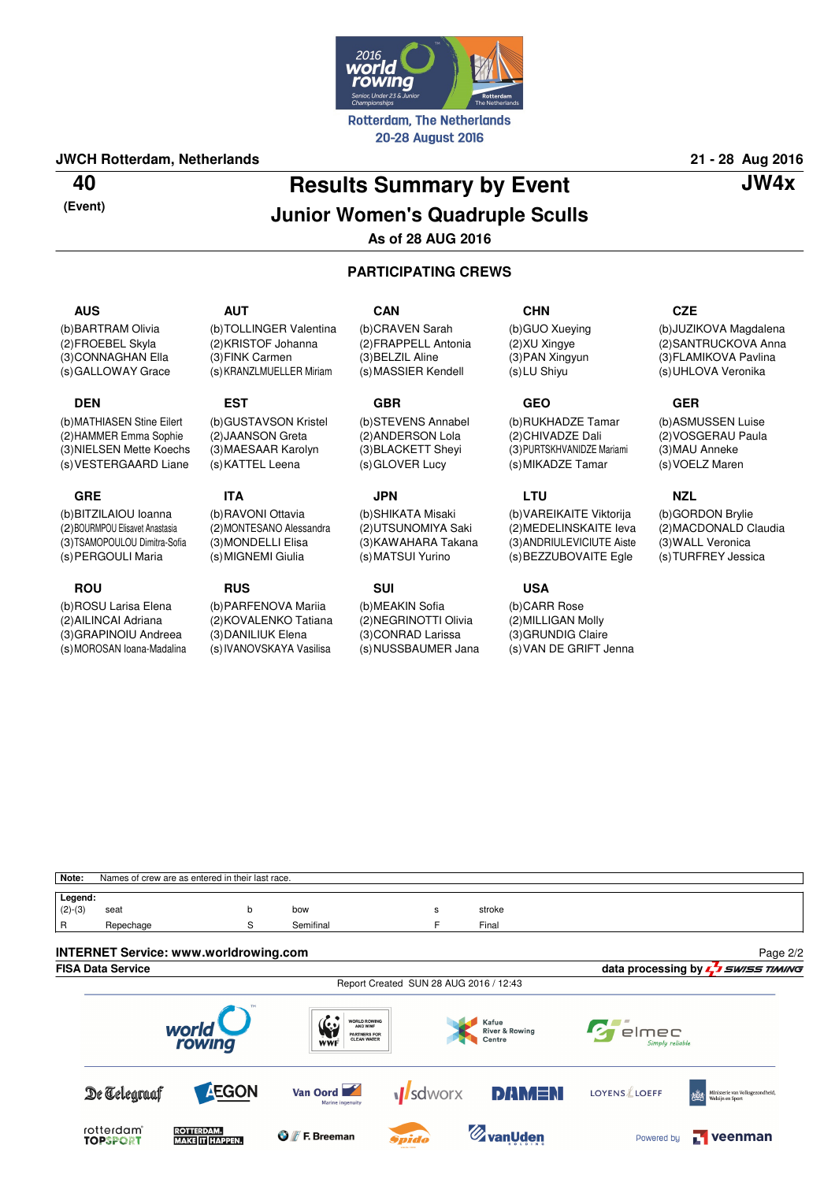Rotterdam, The Netherlands
20-28 August 2016

**JWCH Rotterdam, Netherlands** — **21 - 28 Aug 2016**

**40** (Event) — **JW4x**

# Results Summary by Event

## Junior Women's Quadruple Sculls

**As of 28 AUG 2016**

### PARTICIPATING CREWS

**AUS**
(b)BARTRAM Olivia
(2)FROEBEL Skyla
(3)CONNAGHAN Ella
(s)GALLOWAY Grace

**AUT**
(b)TOLLINGER Valentina
(2)KRISTOF Johanna
(3)FINK Carmen
(s)KRANZLMUELLER Miriam

**CAN**
(b)CRAVEN Sarah
(2)FRAPPELL Antonia
(3)BELZIL Aline
(s)MASSIER Kendell

**CHN**
(b)GUO Xueying
(2)XU Xingye
(3)PAN Xingyun
(s)LU Shiyu

**CZE**
(b)JUZIKOVA Magdalena
(2)SANTRUCKOVA Anna
(3)FLAMIKOVA Pavlina
(s)UHLOVA Veronika

**DEN**
(b)MATHIASEN Stine Eilert
(2)HAMMER Emma Sophie
(3)NIELSEN Mette Koechs
(s)VESTERGAARD Liane

**EST**
(b)GUSTAVSON Kristel
(2)JAANSON Greta
(3)MAESAAR Karolyn
(s)KATTEL Leena

**GBR**
(b)STEVENS Annabel
(2)ANDERSON Lola
(3)BLACKETT Sheyi
(s)GLOVER Lucy

**GEO**
(b)RUKHADZE Tamar
(2)CHIVADZE Dali
(3)PURTSKHVANIDZE Mariami
(s)MIKADZE Tamar

**GER**
(b)ASMUSSEN Luise
(2)VOSGERAU Paula
(3)MAU Anneke
(s)VOELZ Maren

**GRE**
(b)BITZILAIOU Ioanna
(2)BOURMPOU Elisavet Anastasia
(3)TSAMOPOULOU Dimitra-Sofia
(s)PERGOULI Maria

**ITA**
(b)RAVONI Ottavia
(2)MONTESANO Alessandra
(3)MONDELLI Elisa
(s)MIGNEMI Giulia

**JPN**
(b)SHIKATA Misaki
(2)UTSUNOMIYA Saki
(3)KAWAHARA Takana
(s)MATSUI Yurino

**LTU**
(b)VAREIKAITE Viktorija
(2)MEDELINSKAITE Ieva
(3)ANDRIULEVICIUTE Aiste
(s)BEZZUBOVAITE Egle

**NZL**
(b)GORDON Brylie
(2)MACDONALD Claudia
(3)WALL Veronica
(s)TURFREY Jessica

**ROU**
(b)ROSU Larisa Elena
(2)AILINCAI Adriana
(3)GRAPINOIU Andreea
(s)MOROSAN Ioana-Madalina

**RUS**
(b)PARFENOVA Mariia
(2)KOVALENKO Tatiana
(3)DANILIUK Elena
(s)IVANOVSKAYA Vasilisa

**SUI**
(b)MEAKIN Sofia
(2)NEGRINOTTI Olivia
(3)CONRAD Larissa
(s)NUSSBAUMER Jana

**USA**
(b)CARR Rose
(2)MILLIGAN Molly
(3)GRUNDIG Claire
(s)VAN DE GRIFT Jenna

**Note:** Names of crew are as entered in their last race.

**Legend:**

| | | | | | |
|---|---|---|---|---|---|
| (2)-(3) | seat | b | bow | s | stroke |
| R | Repechage | S | Semifinal | F | Final |

**INTERNET Service: www.worldrowing.com**
**FISA Data Service** — data processing by SWISS TIMING

Report Created SUN 28 AUG 2016 / 12:43